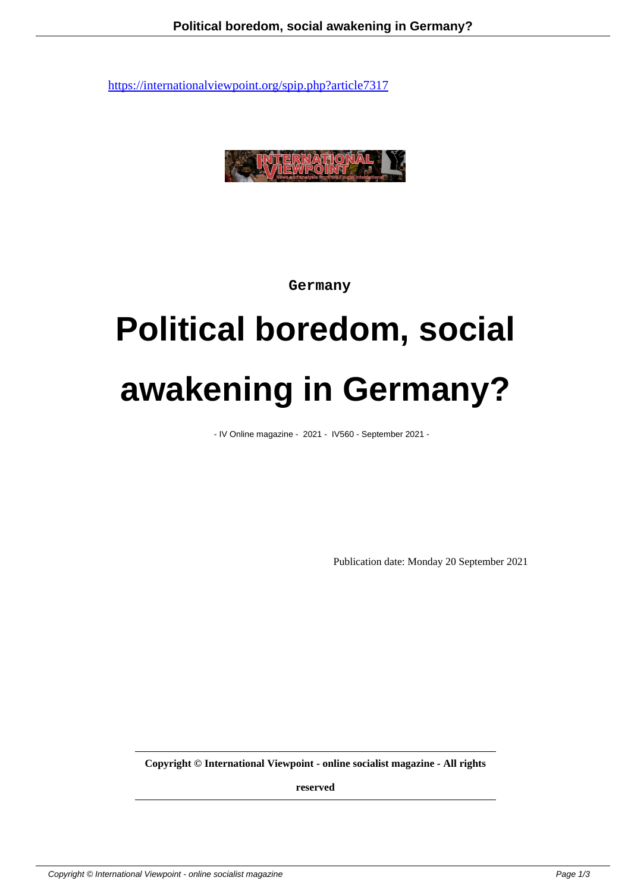https://internationalviewpoint.org/spip.php?article7317

Germany

# Political boredom, social awakening in Germany?

- IV Online magazine - 2021 - IV560 - September 2021 -

Publication date: Monday 20 September 2021

**Copyright © International Viewpoint - online socialist magazine - All rights reserved**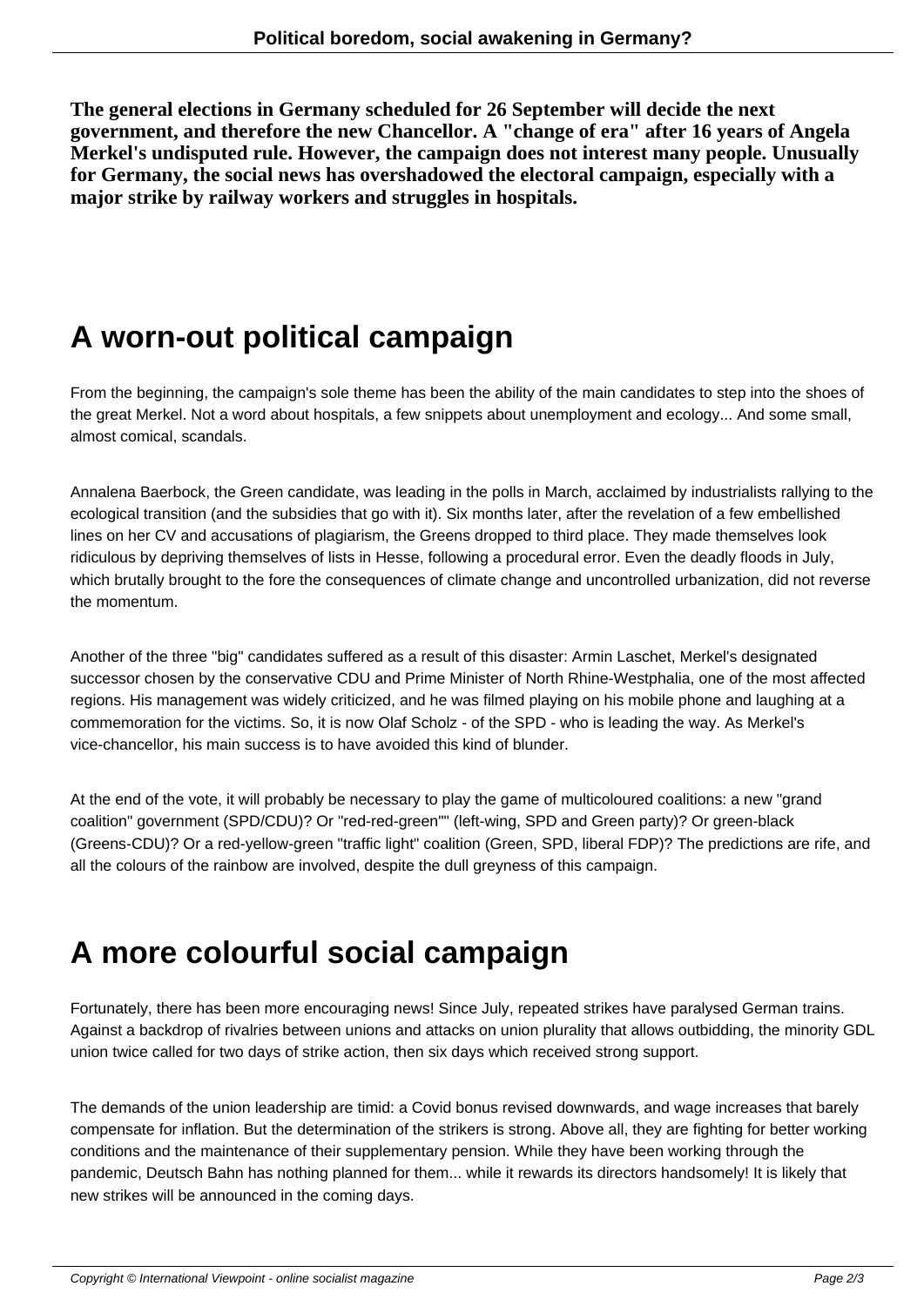**The general elections in Germany scheduled for 26 September will decide the next government, and therefore the new Chancellor. A "change of era" after 16 years of Angela Merkel's undisputed rule. However, the campaign does not interest many people. Unusually for Germany, the social news has overshadowed the electoral campaign, especially with a major strike by railway workers and struggles in hospitals.**

## A worn-out political campaign

From the beginning, the campaign's sole theme has been the ability of the main candidates to step into the shoes of the great Merkel. Not a word about hospitals, a few snippets about unemployment and ecology... And some small, almost comical, scandals.

Annalena Baerbock, the Green candidate, was leading in the polls in March, acclaimed by industrialists rallying to the ecological transition (and the subsidies that go with it). Six months later, after the revelation of a few embellished lines on her CV and accusations of plagiarism, the Greens dropped to third place. They made themselves look ridiculous by depriving themselves of lists in Hesse, following a procedural error. Even the deadly floods in July, which brutally brought to the fore the consequences of climate change and uncontrolled urbanization, did not reverse the momentum.

Another of the three "big" candidates suffered as a result of this disaster: Armin Laschet, Merkel's designated successor chosen by the conservative CDU and Prime Minister of North Rhine-Westphalia, one of the most affected regions. His management was widely criticized, and he was filmed playing on his mobile phone and laughing at a commemoration for the victims. So, it is now Olaf Scholz - of the SPD - who is leading the way. As Merkel's vice-chancellor, his main success is to have avoided this kind of blunder.

At the end of the vote, it will probably be necessary to play the game of multicoloured coalitions: a new "grand coalition" government (SPD/CDU)? Or "red-red-green"" (left-wing, SPD and Green party)? Or green-black (Greens-CDU)? Or a red-yellow-green "traffic light" coalition (Green, SPD, liberal FDP)? The predictions are rife, and all the colours of the rainbow are involved, despite the dull greyness of this campaign.

## A more colourful social campaign

Fortunately, there has been more encouraging news! Since July, repeated strikes have paralysed German trains. Against a backdrop of rivalries between unions and attacks on union plurality that allows outbidding, the minority GDL union twice called for two days of strike action, then six days which received strong support.

The demands of the union leadership are timid: a Covid bonus revised downwards, and wage increases that barely compensate for inflation. But the determination of the strikers is strong. Above all, they are fighting for better working conditions and the maintenance of their supplementary pension. While they have been working through the pandemic, Deutsch Bahn has nothing planned for them... while it rewards its directors handsomely! It is likely that new strikes will be announced in the coming days.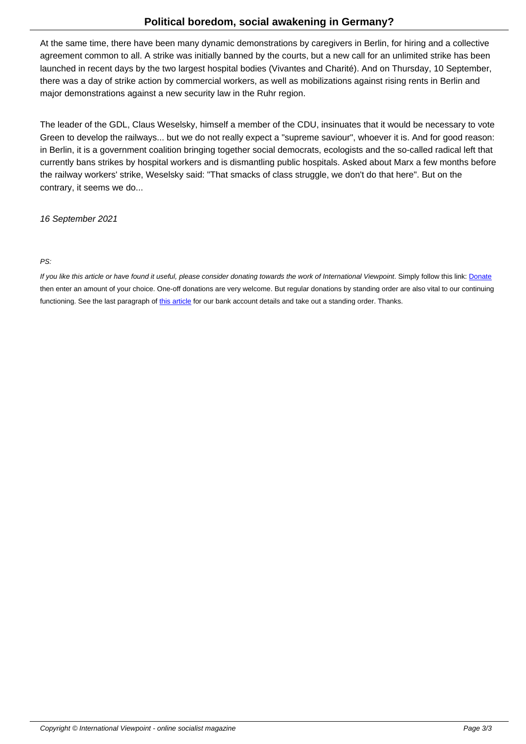At the same time, there have been many dynamic demonstrations by caregivers in Berlin, for hiring and a collective agreement common to all. A strike was initially banned by the courts, but a new call for an unlimited strike has been launched in recent days by the two largest hospital bodies (Vivantes and Charité). And on Thursday, 10 September, there was a day of strike action by commercial workers, as well as mobilizations against rising rents in Berlin and major demonstrations against a new security law in the Ruhr region.

The leader of the GDL, Claus Weselsky, himself a member of the CDU, insinuates that it would be necessary to vote Green to develop the railways... but we do not really expect a "supreme saviour", whoever it is. And for good reason: in Berlin, it is a government coalition bringing together social democrats, ecologists and the so-called radical left that currently bans strikes by hospital workers and is dismantling public hospitals. Asked about Marx a few months before the railway workers' strike, Weselsky said: "That smacks of class struggle, we don't do that here". But on the contrary, it seems we do...

*16 September 2021*

*PS:*

*If you like this article or have found it useful, please consider donating towards the work of International Viewpoint. Simply follow this link: Donate then enter an amount of your choice. One-off donations are very welcome. But regular donations by standing order are also vital to our continuing functioning. See the last paragraph of this article for our bank account details and take out a standing order. Thanks.*